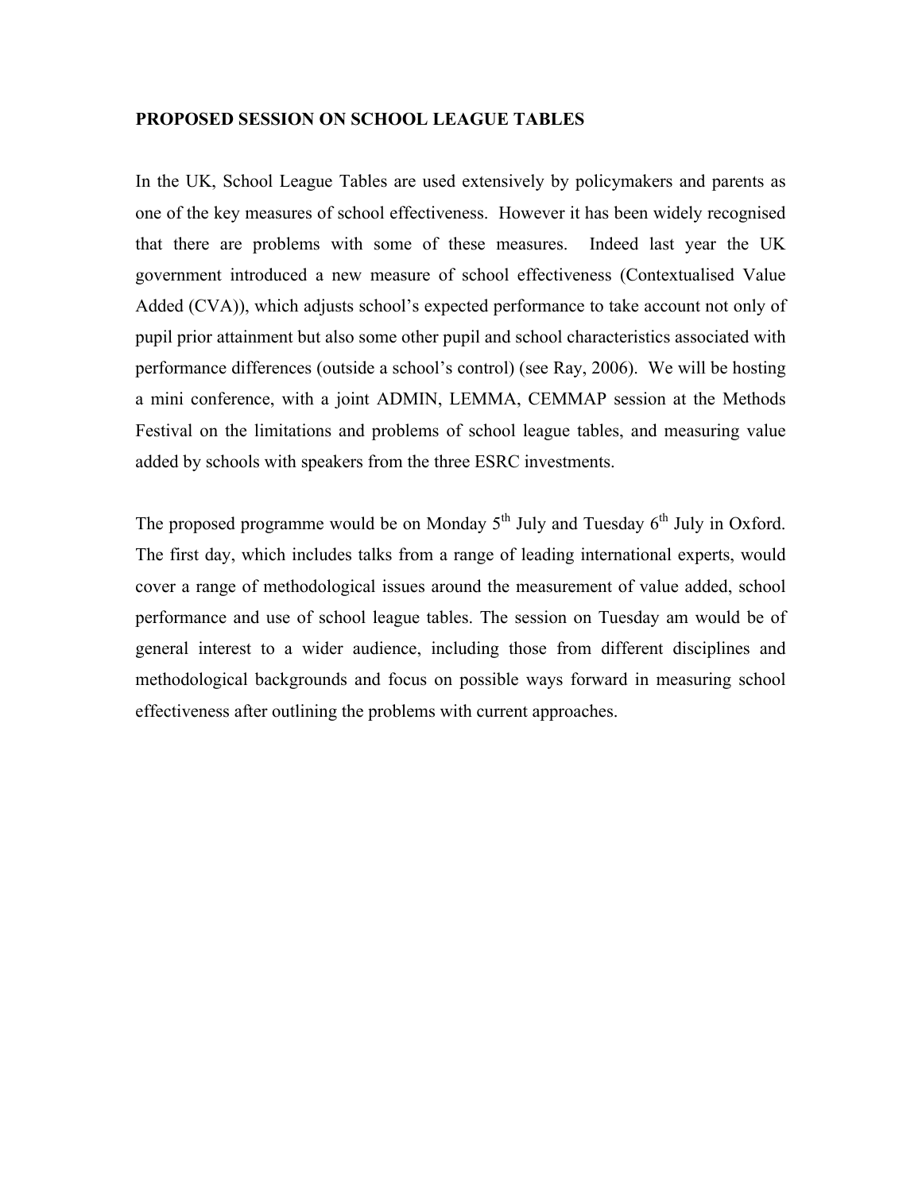**PROPOSED SESSION ON SCHOOL LEAGUE TABLES**

In the UK, School League Tables are used extensively by policymakers and parents as one of the key measures of school effectiveness. However it has been widely recognised that there are problems with some of these measures. Indeed last year the UK government introduced a new measure of school effectiveness (Contextualised Value Added (CVA)), which adjusts school's expected performance to take account not only of pupil prior attainment but also some other pupil and school characteristics associated with performance differences (outside a school's control) (see Ray, 2006). We will be hosting a mini conference, with a joint ADMIN, LEMMA, CEMMAP session at the Methods Festival on the limitations and problems of school league tables, and measuring value added by schools with speakers from the three ESRC investments.

The proposed programme would be on Monday 5th July and Tuesday 6th July in Oxford. The first day, which includes talks from a range of leading international experts, would cover a range of methodological issues around the measurement of value added, school performance and use of school league tables. The session on Tuesday am would be of general interest to a wider audience, including those from different disciplines and methodological backgrounds and focus on possible ways forward in measuring school effectiveness after outlining the problems with current approaches.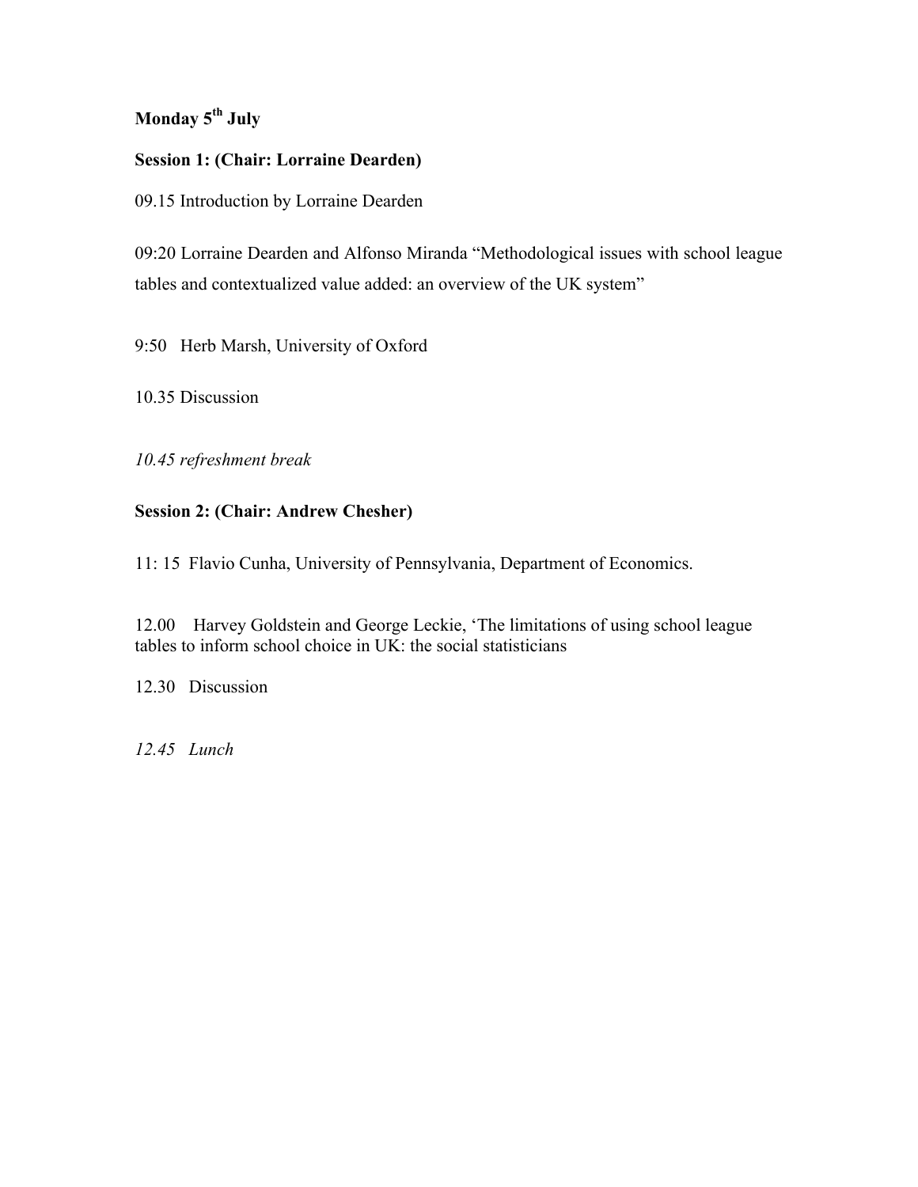**Monday 5th July**

**Session 1: (Chair: Lorraine Dearden)**

09.15 Introduction by Lorraine Dearden

09:20 Lorraine Dearden and Alfonso Miranda "Methodological issues with school league tables and contextualized value added: an overview of the UK system"

9:50 Herb Marsh, University of Oxford

10.35 Discussion

*10.45 refreshment break*

**Session 2: (Chair: Andrew Chesher)**

11: 15 Flavio Cunha, University of Pennsylvania, Department of Economics.

12.00 Harvey Goldstein and George Leckie, 'The limitations of using school league tables to inform school choice in UK: the social statisticians

12.30 Discussion

*12.45 Lunch*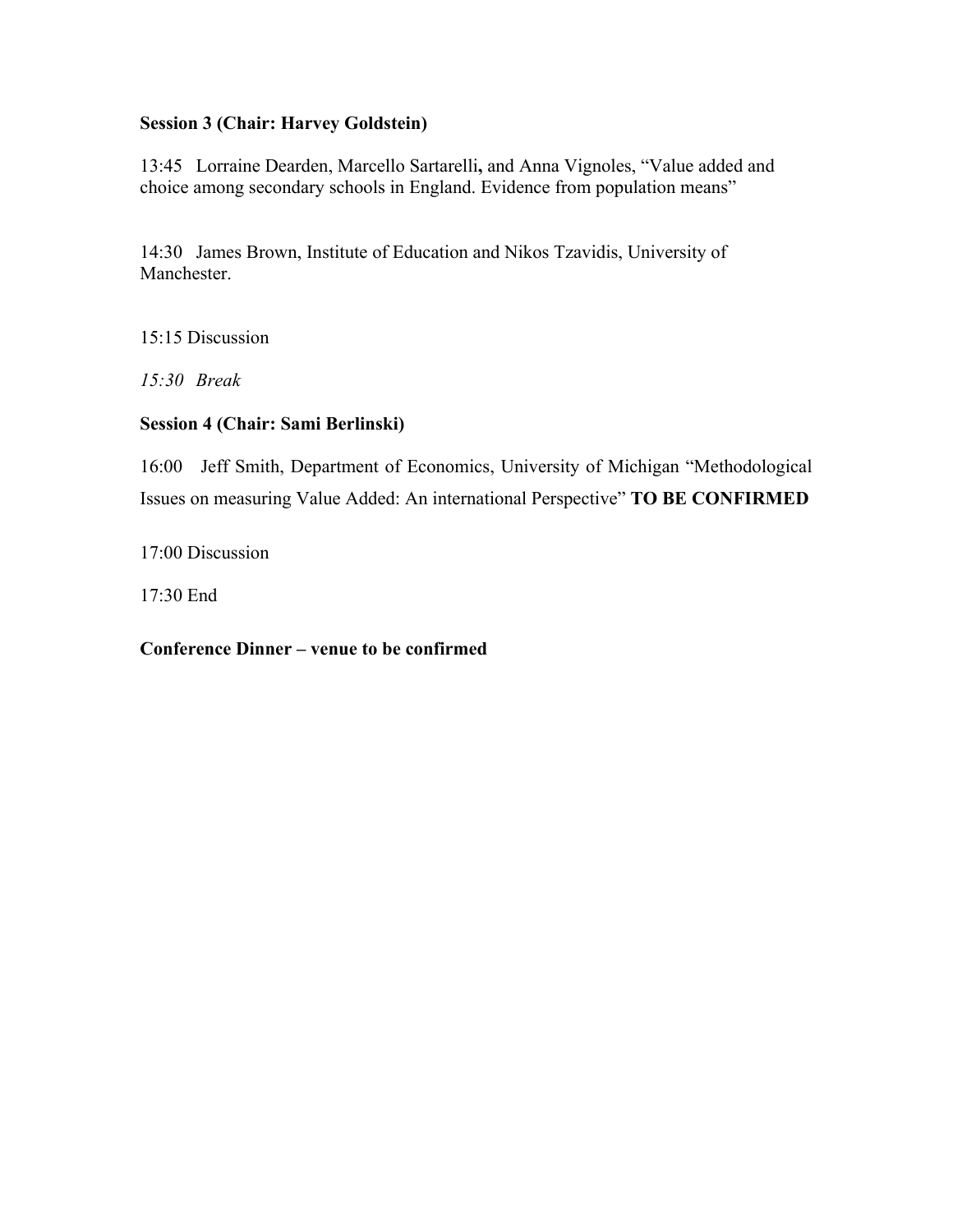**Session 3 (Chair: Harvey Goldstein)**

13:45 Lorraine Dearden, Marcello Sartarelli**,** and Anna Vignoles, "Value added and choice among secondary schools in England. Evidence from population means"

14:30 James Brown, Institute of Education and Nikos Tzavidis, University of Manchester.

15:15 Discussion

*15:30 Break*

**Session 4 (Chair: Sami Berlinski)**

16:00 Jeff Smith, Department of Economics, University of Michigan "Methodological Issues on measuring Value Added: An international Perspective" **TO BE CONFIRMED**

17:00 Discussion

17:30 End

**Conference Dinner – venue to be confirmed**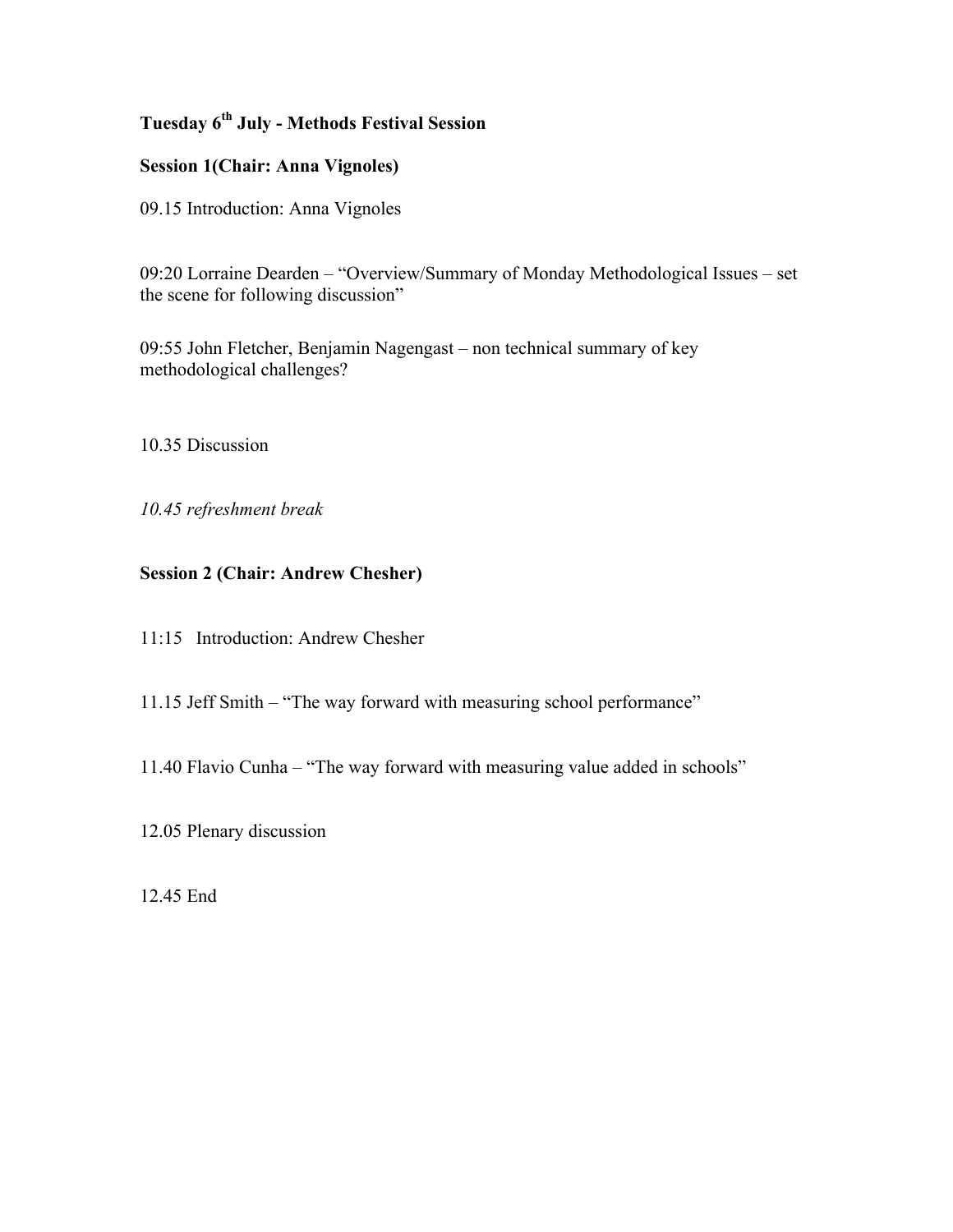**Tuesday 6th July - Methods Festival Session**

**Session 1(Chair: Anna Vignoles)**

09.15 Introduction: Anna Vignoles

09:20 Lorraine Dearden – "Overview/Summary of Monday Methodological Issues – set the scene for following discussion"

09:55 John Fletcher, Benjamin Nagengast – non technical summary of key methodological challenges?

10.35 Discussion

*10.45 refreshment break*

**Session 2 (Chair: Andrew Chesher)**

11:15 Introduction: Andrew Chesher

11.15 Jeff Smith – "The way forward with measuring school performance"

11.40 Flavio Cunha – "The way forward with measuring value added in schools"

12.05 Plenary discussion

12.45 End